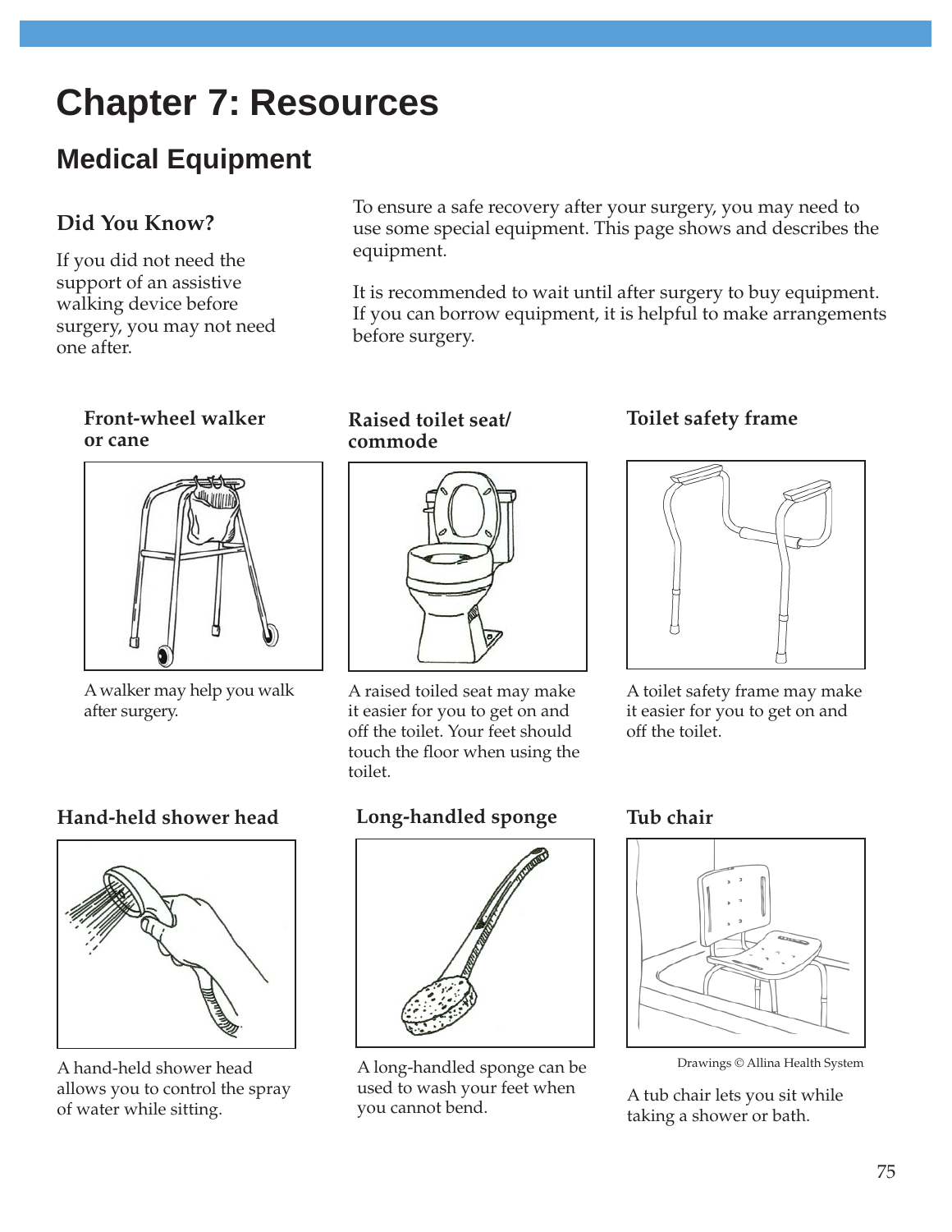# Chapter 7: Resources

## Medical Equipment

### Did You Know?

If you did not need the support of an assistive walking device before surgery, you may not need one after.

To ensure a safe recovery after your surgery, you may need to use some special equipment. This page shows and describes the equipment.

It is recommended to wait until after surgery to buy equipment. If you can borrow equipment, it is helpful to make arrangements before surgery.

### Front-wheel walker or cane

A walker may help you walk after surgery.

### Raised toilet seat/ commode

A raised toiled seat may make it easier for you to get on and off the toilet. Your feet should touch the floor when using the toilet.

### Toilet safety frame

A toilet safety frame may make it easier for you to get on and off the toilet.

### Hand-held shower head

A hand-held shower head allows you to control the spray of water while sitting.

### Long-handled sponge

A long-handled sponge can be used to wash your feet when you cannot bend.

### Tub chair

Drawings © Allina Health System

A tub chair lets you sit while taking a shower or bath.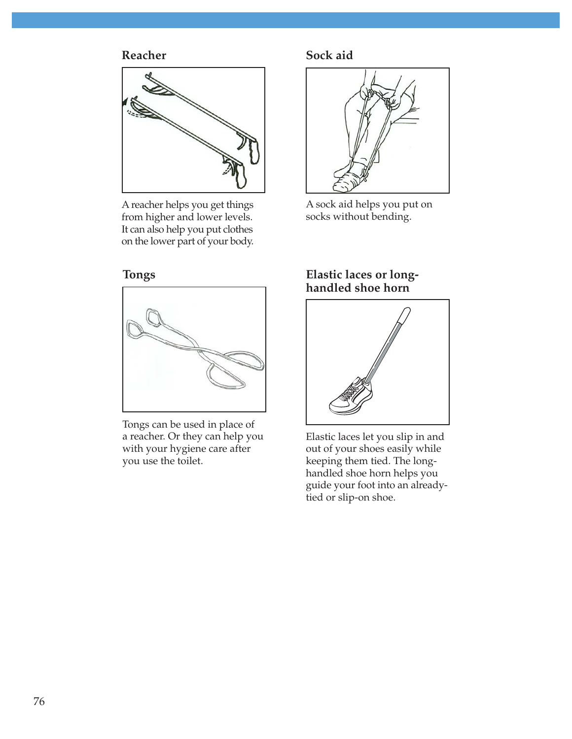### Reacher

A reacher helps you get things from higher and lower levels. It can also help you put clothes on the lower part of your body.

### Sock aid

A sock aid helps you put on socks without bending.

### Tongs

Tongs can be used in place of a reacher. Or they can help you with your hygiene care after you use the toilet.

### Elastic laces or long-handled shoe horn

Elastic laces let you slip in and out of your shoes easily while keeping them tied. The long-handled shoe horn helps you guide your foot into an already-tied or slip-on shoe.